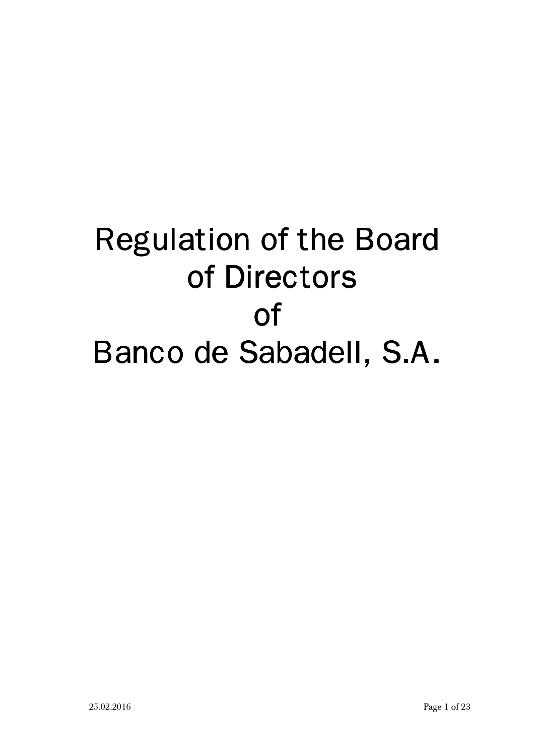# Regulation of the Board of Directors of Banco de Sabadell, S.A.

25.02.2016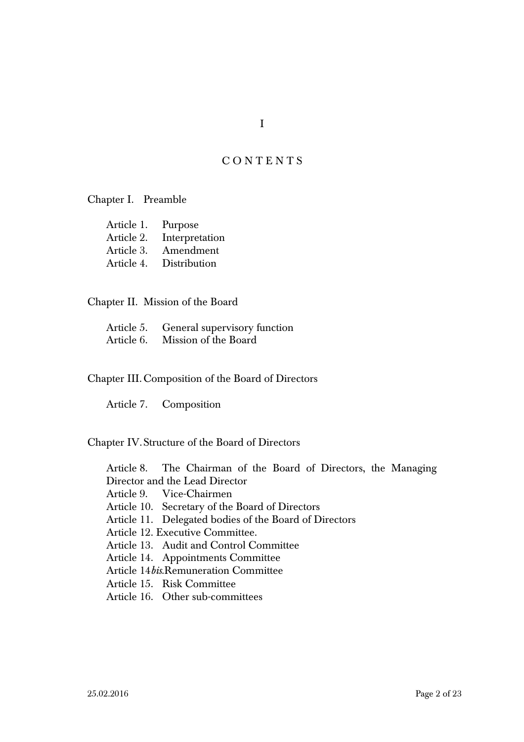I

# CONTENTS

## Chapter I. Preamble

- Article 1. Purpose
- Article 2. Interpretation
- Article 3. Amendment
- Article 4. Distribution

## Chapter II. Mission of the Board

- Article 5. General supervisory function
- Article 6. Mission of the Board

## Chapter III. Composition of the Board of Directors

- Article 7. Composition

## Chapter IV. Structure of the Board of Directors

- Article 8. The Chairman of the Board of Directors, the Managing Director and the Lead Director
- Article 9. Vice-Chairmen
- Article 10. Secretary of the Board of Directors
- Article 11. Delegated bodies of the Board of Directors
- Article 12. Executive Committee.
- Article 13. Audit and Control Committee
- Article 14. Appointments Committee
- Article 14*bis*. Remuneration Committee
- Article 15. Risk Committee
- Article 16. Other sub-committees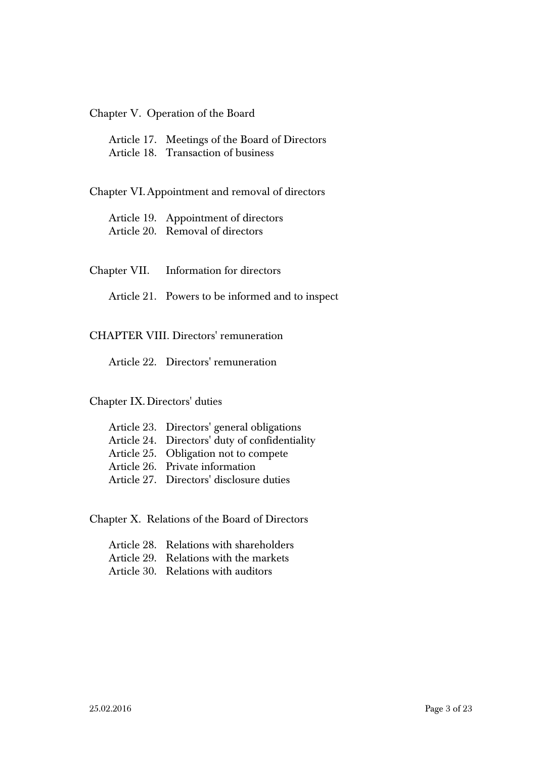Chapter V. Operation of the Board

Article 17. Meetings of the Board of Directors
Article 18. Transaction of business

Chapter VI. Appointment and removal of directors

Article 19. Appointment of directors
Article 20. Removal of directors

Chapter VII. Information for directors

Article 21. Powers to be informed and to inspect

CHAPTER VIII. Directors' remuneration

Article 22. Directors' remuneration

Chapter IX. Directors' duties

Article 23. Directors' general obligations
Article 24. Directors' duty of confidentiality
Article 25. Obligation not to compete
Article 26. Private information
Article 27. Directors' disclosure duties

Chapter X. Relations of the Board of Directors

Article 28. Relations with shareholders
Article 29. Relations with the markets
Article 30. Relations with auditors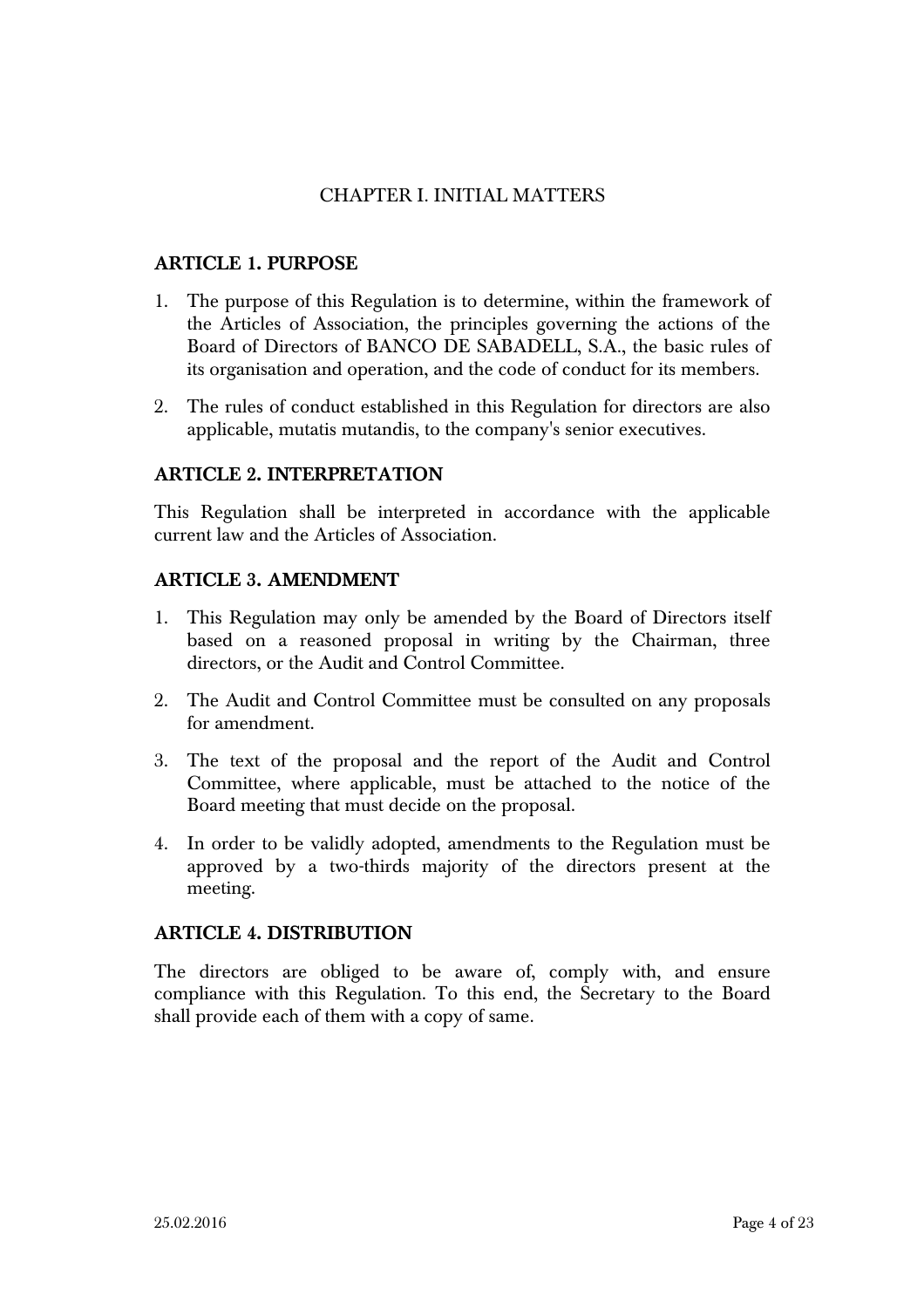# CHAPTER I. INITIAL MATTERS

## ARTICLE 1. PURPOSE

1. The purpose of this Regulation is to determine, within the framework of the Articles of Association, the principles governing the actions of the Board of Directors of BANCO DE SABADELL, S.A., the basic rules of its organisation and operation, and the code of conduct for its members.
2. The rules of conduct established in this Regulation for directors are also applicable, mutatis mutandis, to the company's senior executives.

## ARTICLE 2. INTERPRETATION

This Regulation shall be interpreted in accordance with the applicable current law and the Articles of Association.

## ARTICLE 3. AMENDMENT

1. This Regulation may only be amended by the Board of Directors itself based on a reasoned proposal in writing by the Chairman, three directors, or the Audit and Control Committee.
2. The Audit and Control Committee must be consulted on any proposals for amendment.
3. The text of the proposal and the report of the Audit and Control Committee, where applicable, must be attached to the notice of the Board meeting that must decide on the proposal.
4. In order to be validly adopted, amendments to the Regulation must be approved by a two-thirds majority of the directors present at the meeting.

## ARTICLE 4. DISTRIBUTION

The directors are obliged to be aware of, comply with, and ensure compliance with this Regulation. To this end, the Secretary to the Board shall provide each of them with a copy of same.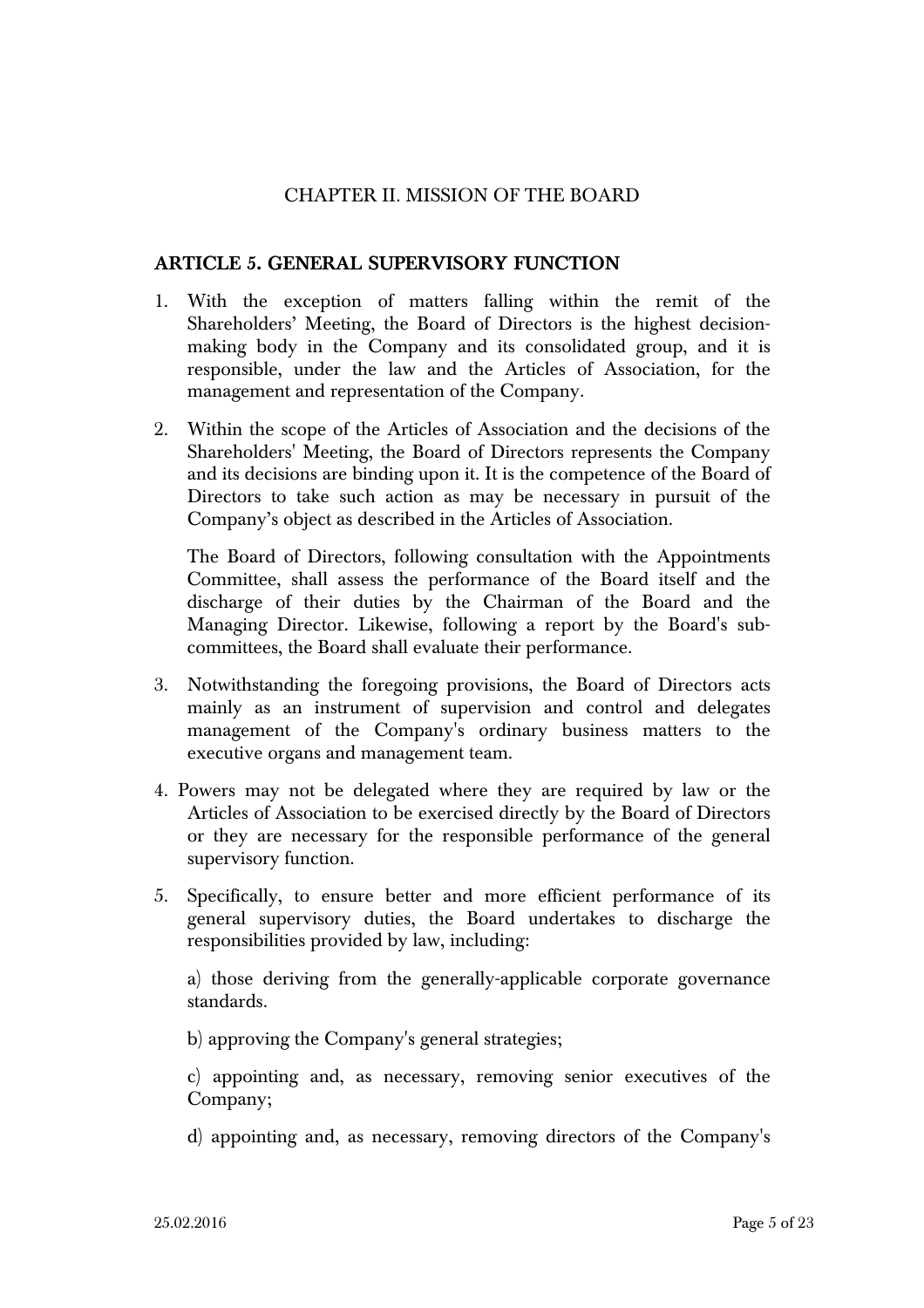## CHAPTER II. MISSION OF THE BOARD

### ARTICLE 5. GENERAL SUPERVISORY FUNCTION

1. With the exception of matters falling within the remit of the Shareholders' Meeting, the Board of Directors is the highest decision-making body in the Company and its consolidated group, and it is responsible, under the law and the Articles of Association, for the management and representation of the Company.

2. Within the scope of the Articles of Association and the decisions of the Shareholders' Meeting, the Board of Directors represents the Company and its decisions are binding upon it. It is the competence of the Board of Directors to take such action as may be necessary in pursuit of the Company's object as described in the Articles of Association.

   The Board of Directors, following consultation with the Appointments Committee, shall assess the performance of the Board itself and the discharge of their duties by the Chairman of the Board and the Managing Director. Likewise, following a report by the Board's sub-committees, the Board shall evaluate their performance.

3. Notwithstanding the foregoing provisions, the Board of Directors acts mainly as an instrument of supervision and control and delegates management of the Company's ordinary business matters to the executive organs and management team.

4. Powers may not be delegated where they are required by law or the Articles of Association to be exercised directly by the Board of Directors or they are necessary for the responsible performance of the general supervisory function.

5. Specifically, to ensure better and more efficient performance of its general supervisory duties, the Board undertakes to discharge the responsibilities provided by law, including:

   a) those deriving from the generally-applicable corporate governance standards.

   b) approving the Company's general strategies;

   c) appointing and, as necessary, removing senior executives of the Company;

   d) appointing and, as necessary, removing directors of the Company's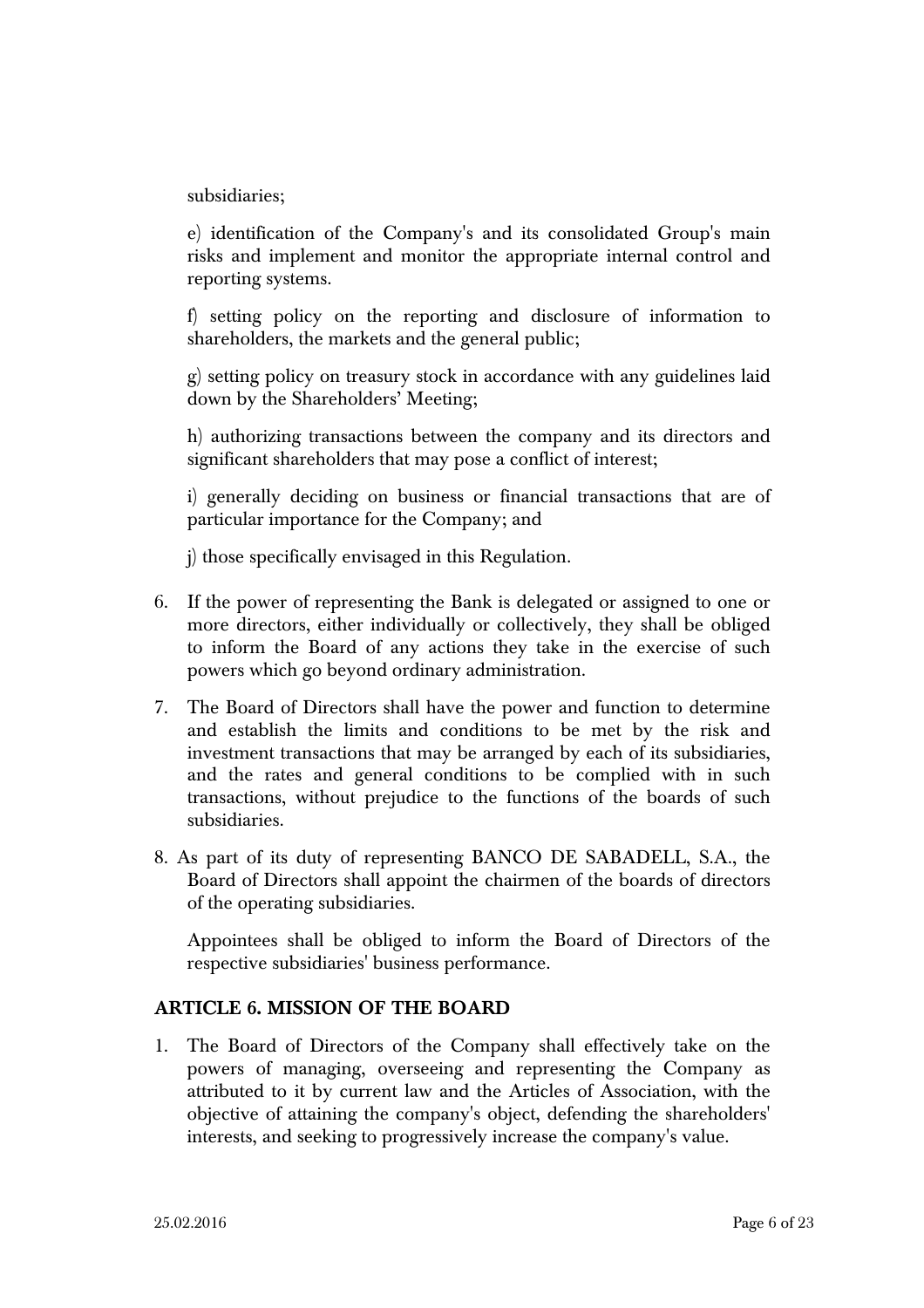subsidiaries;

e) identification of the Company's and its consolidated Group's main risks and implement and monitor the appropriate internal control and reporting systems.

f) setting policy on the reporting and disclosure of information to shareholders, the markets and the general public;

g) setting policy on treasury stock in accordance with any guidelines laid down by the Shareholders' Meeting;

h) authorizing transactions between the company and its directors and significant shareholders that may pose a conflict of interest;

i) generally deciding on business or financial transactions that are of particular importance for the Company; and

j) those specifically envisaged in this Regulation.

6. If the power of representing the Bank is delegated or assigned to one or more directors, either individually or collectively, they shall be obliged to inform the Board of any actions they take in the exercise of such powers which go beyond ordinary administration.

7. The Board of Directors shall have the power and function to determine and establish the limits and conditions to be met by the risk and investment transactions that may be arranged by each of its subsidiaries, and the rates and general conditions to be complied with in such transactions, without prejudice to the functions of the boards of such subsidiaries.

8. As part of its duty of representing BANCO DE SABADELL, S.A., the Board of Directors shall appoint the chairmen of the boards of directors of the operating subsidiaries.

   Appointees shall be obliged to inform the Board of Directors of the respective subsidiaries' business performance.

## ARTICLE 6. MISSION OF THE BOARD

1. The Board of Directors of the Company shall effectively take on the powers of managing, overseeing and representing the Company as attributed to it by current law and the Articles of Association, with the objective of attaining the company's object, defending the shareholders' interests, and seeking to progressively increase the company's value.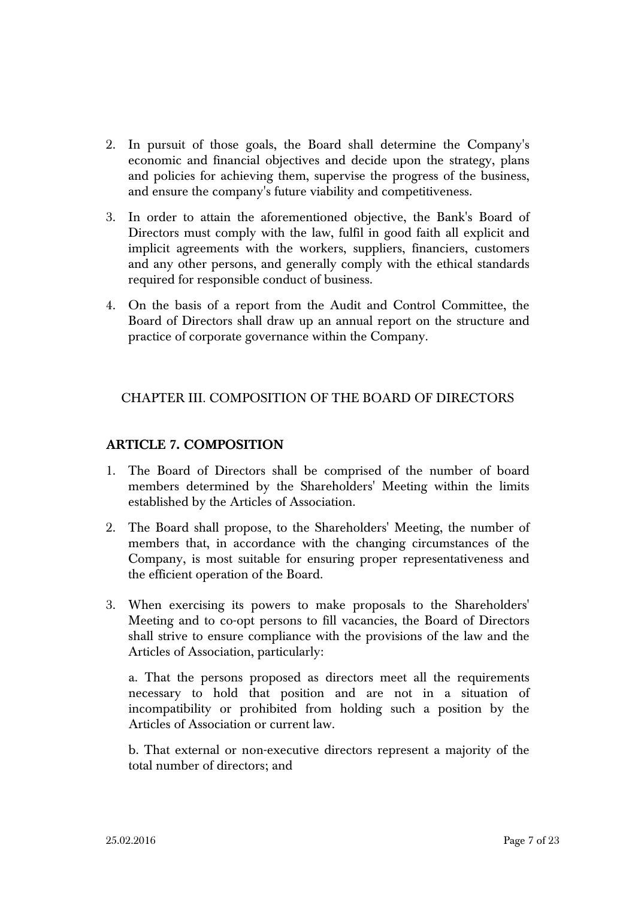2. In pursuit of those goals, the Board shall determine the Company's economic and financial objectives and decide upon the strategy, plans and policies for achieving them, supervise the progress of the business, and ensure the company's future viability and competitiveness.

3. In order to attain the aforementioned objective, the Bank's Board of Directors must comply with the law, fulfil in good faith all explicit and implicit agreements with the workers, suppliers, financiers, customers and any other persons, and generally comply with the ethical standards required for responsible conduct of business.

4. On the basis of a report from the Audit and Control Committee, the Board of Directors shall draw up an annual report on the structure and practice of corporate governance within the Company.

## CHAPTER III. COMPOSITION OF THE BOARD OF DIRECTORS

### ARTICLE 7. COMPOSITION

1. The Board of Directors shall be comprised of the number of board members determined by the Shareholders' Meeting within the limits established by the Articles of Association.

2. The Board shall propose, to the Shareholders' Meeting, the number of members that, in accordance with the changing circumstances of the Company, is most suitable for ensuring proper representativeness and the efficient operation of the Board.

3. When exercising its powers to make proposals to the Shareholders' Meeting and to co-opt persons to fill vacancies, the Board of Directors shall strive to ensure compliance with the provisions of the law and the Articles of Association, particularly:

   a. That the persons proposed as directors meet all the requirements necessary to hold that position and are not in a situation of incompatibility or prohibited from holding such a position by the Articles of Association or current law.

   b. That external or non-executive directors represent a majority of the total number of directors; and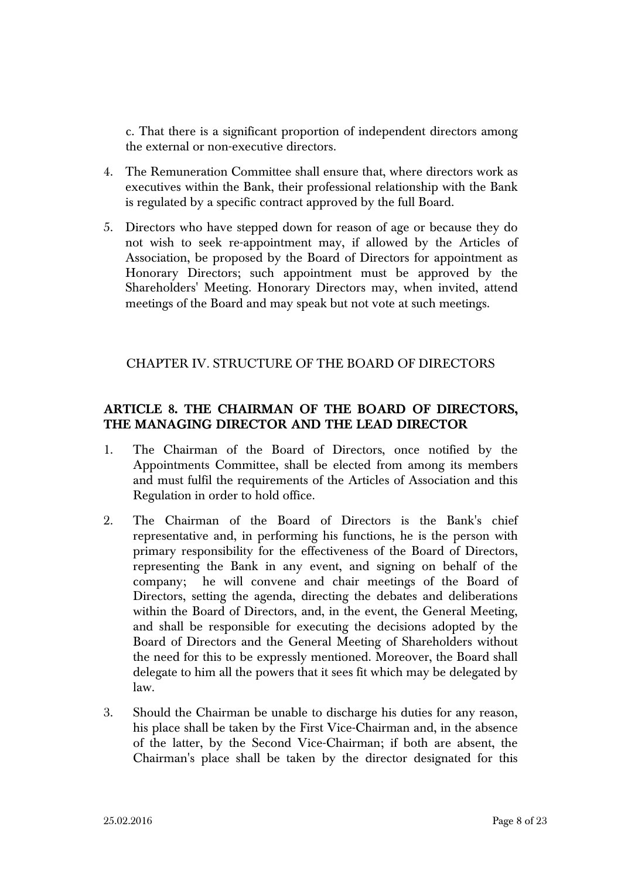c. That there is a significant proportion of independent directors among the external or non-executive directors.

4. The Remuneration Committee shall ensure that, where directors work as executives within the Bank, their professional relationship with the Bank is regulated by a specific contract approved by the full Board.

5. Directors who have stepped down for reason of age or because they do not wish to seek re-appointment may, if allowed by the Articles of Association, be proposed by the Board of Directors for appointment as Honorary Directors; such appointment must be approved by the Shareholders' Meeting. Honorary Directors may, when invited, attend meetings of the Board and may speak but not vote at such meetings.

## CHAPTER IV. STRUCTURE OF THE BOARD OF DIRECTORS

### ARTICLE 8. THE CHAIRMAN OF THE BOARD OF DIRECTORS, THE MANAGING DIRECTOR AND THE LEAD DIRECTOR

1. The Chairman of the Board of Directors, once notified by the Appointments Committee, shall be elected from among its members and must fulfil the requirements of the Articles of Association and this Regulation in order to hold office.

2. The Chairman of the Board of Directors is the Bank's chief representative and, in performing his functions, he is the person with primary responsibility for the effectiveness of the Board of Directors, representing the Bank in any event, and signing on behalf of the company; he will convene and chair meetings of the Board of Directors, setting the agenda, directing the debates and deliberations within the Board of Directors, and, in the event, the General Meeting, and shall be responsible for executing the decisions adopted by the Board of Directors and the General Meeting of Shareholders without the need for this to be expressly mentioned. Moreover, the Board shall delegate to him all the powers that it sees fit which may be delegated by law.

3. Should the Chairman be unable to discharge his duties for any reason, his place shall be taken by the First Vice-Chairman and, in the absence of the latter, by the Second Vice-Chairman; if both are absent, the Chairman's place shall be taken by the director designated for this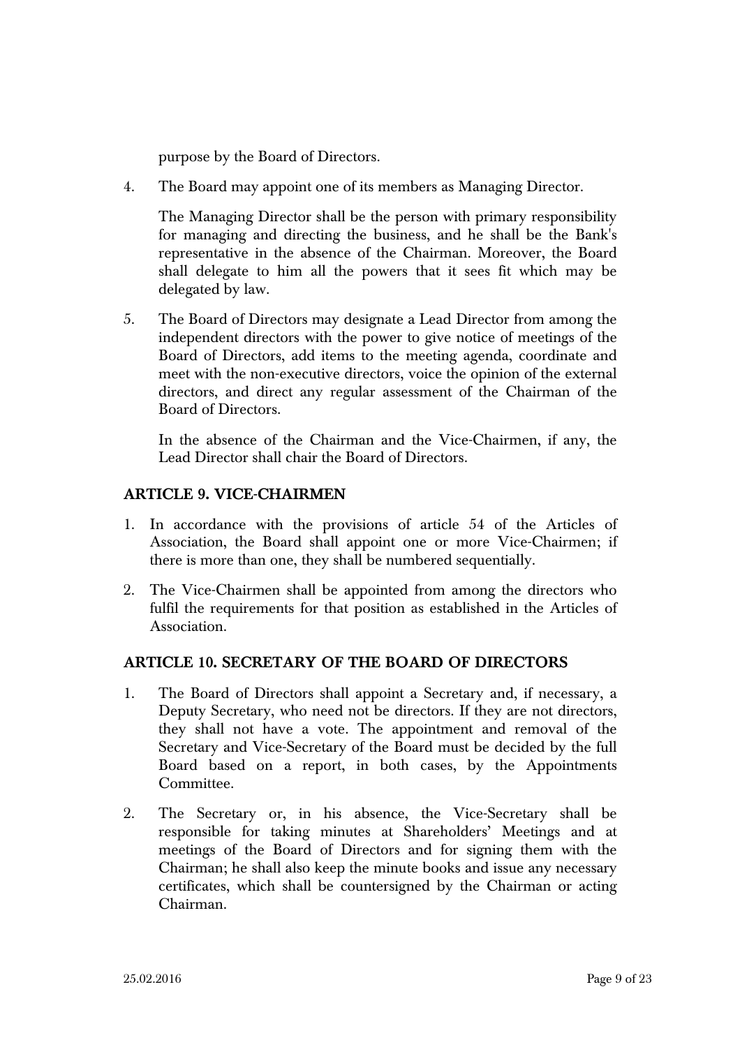purpose by the Board of Directors.

4. The Board may appoint one of its members as Managing Director.

   The Managing Director shall be the person with primary responsibility for managing and directing the business, and he shall be the Bank's representative in the absence of the Chairman. Moreover, the Board shall delegate to him all the powers that it sees fit which may be delegated by law.

5. The Board of Directors may designate a Lead Director from among the independent directors with the power to give notice of meetings of the Board of Directors, add items to the meeting agenda, coordinate and meet with the non-executive directors, voice the opinion of the external directors, and direct any regular assessment of the Chairman of the Board of Directors.

   In the absence of the Chairman and the Vice-Chairmen, if any, the Lead Director shall chair the Board of Directors.

## ARTICLE 9. VICE-CHAIRMEN

1. In accordance with the provisions of article 54 of the Articles of Association, the Board shall appoint one or more Vice-Chairmen; if there is more than one, they shall be numbered sequentially.
2. The Vice-Chairmen shall be appointed from among the directors who fulfil the requirements for that position as established in the Articles of Association.

## ARTICLE 10. SECRETARY OF THE BOARD OF DIRECTORS

1. The Board of Directors shall appoint a Secretary and, if necessary, a Deputy Secretary, who need not be directors. If they are not directors, they shall not have a vote. The appointment and removal of the Secretary and Vice-Secretary of the Board must be decided by the full Board based on a report, in both cases, by the Appointments Committee.
2. The Secretary or, in his absence, the Vice-Secretary shall be responsible for taking minutes at Shareholders' Meetings and at meetings of the Board of Directors and for signing them with the Chairman; he shall also keep the minute books and issue any necessary certificates, which shall be countersigned by the Chairman or acting Chairman.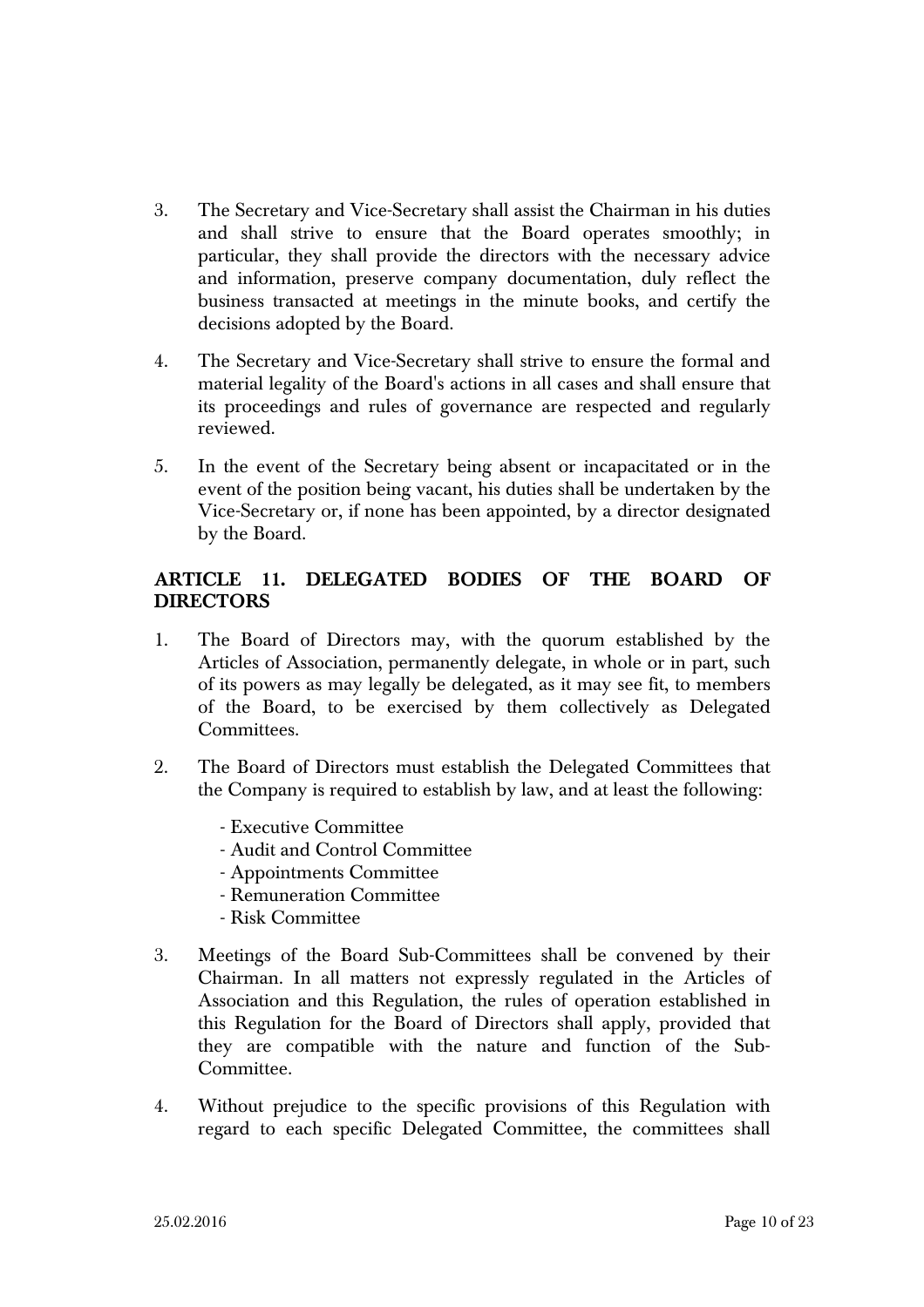3. The Secretary and Vice-Secretary shall assist the Chairman in his duties and shall strive to ensure that the Board operates smoothly; in particular, they shall provide the directors with the necessary advice and information, preserve company documentation, duly reflect the business transacted at meetings in the minute books, and certify the decisions adopted by the Board.

4. The Secretary and Vice-Secretary shall strive to ensure the formal and material legality of the Board's actions in all cases and shall ensure that its proceedings and rules of governance are respected and regularly reviewed.

5. In the event of the Secretary being absent or incapacitated or in the event of the position being vacant, his duties shall be undertaken by the Vice-Secretary or, if none has been appointed, by a director designated by the Board.

## ARTICLE 11. DELEGATED BODIES OF THE BOARD OF DIRECTORS

1. The Board of Directors may, with the quorum established by the Articles of Association, permanently delegate, in whole or in part, such of its powers as may legally be delegated, as it may see fit, to members of the Board, to be exercised by them collectively as Delegated Committees.

2. The Board of Directors must establish the Delegated Committees that the Company is required to establish by law, and at least the following:

   - Executive Committee
   - Audit and Control Committee
   - Appointments Committee
   - Remuneration Committee
   - Risk Committee

3. Meetings of the Board Sub-Committees shall be convened by their Chairman. In all matters not expressly regulated in the Articles of Association and this Regulation, the rules of operation established in this Regulation for the Board of Directors shall apply, provided that they are compatible with the nature and function of the Sub-Committee.

4. Without prejudice to the specific provisions of this Regulation with regard to each specific Delegated Committee, the committees shall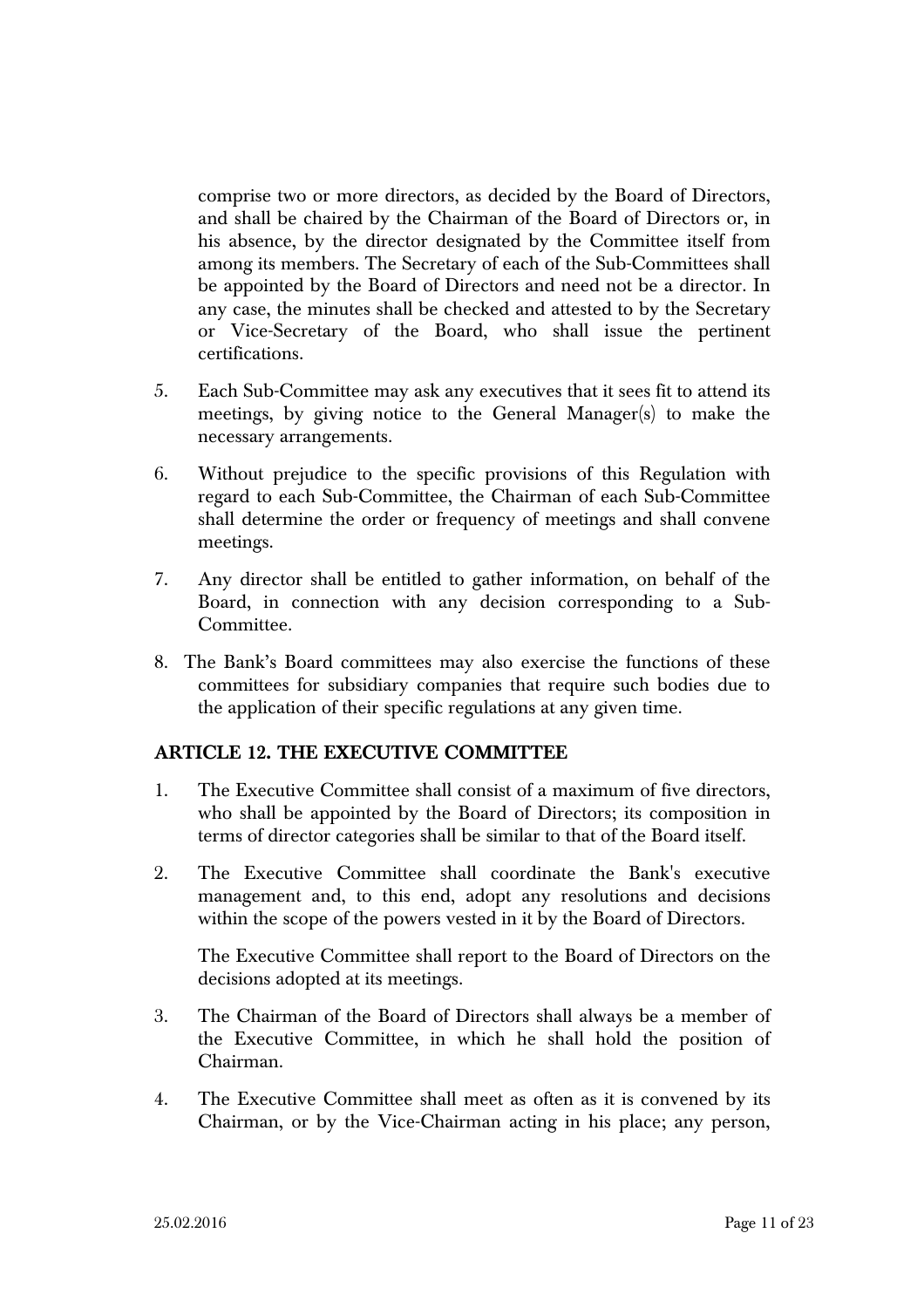comprise two or more directors, as decided by the Board of Directors, and shall be chaired by the Chairman of the Board of Directors or, in his absence, by the director designated by the Committee itself from among its members. The Secretary of each of the Sub-Committees shall be appointed by the Board of Directors and need not be a director. In any case, the minutes shall be checked and attested to by the Secretary or Vice-Secretary of the Board, who shall issue the pertinent certifications.

5. Each Sub-Committee may ask any executives that it sees fit to attend its meetings, by giving notice to the General Manager(s) to make the necessary arrangements.

6. Without prejudice to the specific provisions of this Regulation with regard to each Sub-Committee, the Chairman of each Sub-Committee shall determine the order or frequency of meetings and shall convene meetings.

7. Any director shall be entitled to gather information, on behalf of the Board, in connection with any decision corresponding to a Sub-Committee.

8. The Bank's Board committees may also exercise the functions of these committees for subsidiary companies that require such bodies due to the application of their specific regulations at any given time.

## ARTICLE 12. THE EXECUTIVE COMMITTEE

1. The Executive Committee shall consist of a maximum of five directors, who shall be appointed by the Board of Directors; its composition in terms of director categories shall be similar to that of the Board itself.

2. The Executive Committee shall coordinate the Bank's executive management and, to this end, adopt any resolutions and decisions within the scope of the powers vested in it by the Board of Directors.

   The Executive Committee shall report to the Board of Directors on the decisions adopted at its meetings.

3. The Chairman of the Board of Directors shall always be a member of the Executive Committee, in which he shall hold the position of Chairman.

4. The Executive Committee shall meet as often as it is convened by its Chairman, or by the Vice-Chairman acting in his place; any person,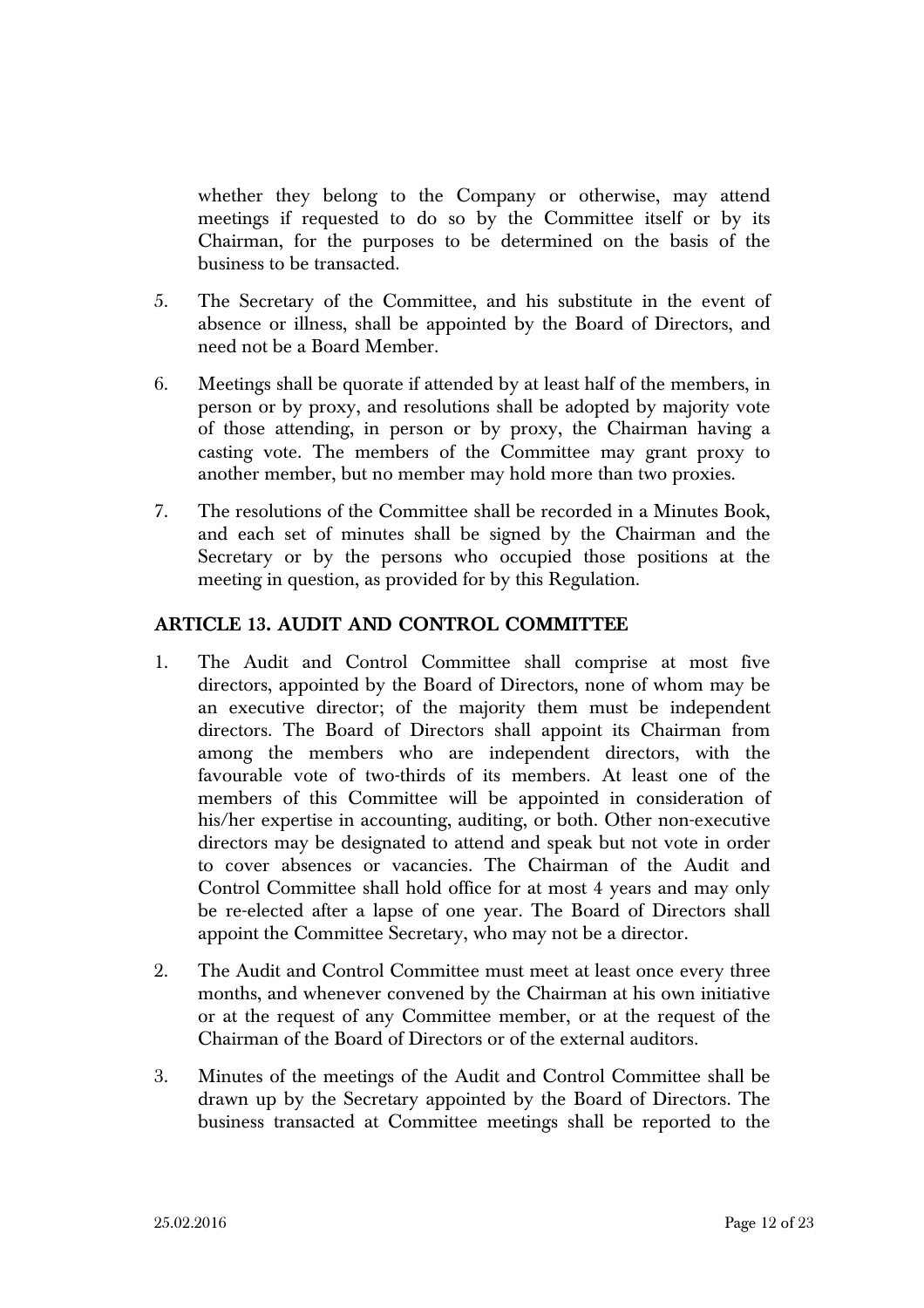whether they belong to the Company or otherwise, may attend meetings if requested to do so by the Committee itself or by its Chairman, for the purposes to be determined on the basis of the business to be transacted.

5. The Secretary of the Committee, and his substitute in the event of absence or illness, shall be appointed by the Board of Directors, and need not be a Board Member.

6. Meetings shall be quorate if attended by at least half of the members, in person or by proxy, and resolutions shall be adopted by majority vote of those attending, in person or by proxy, the Chairman having a casting vote. The members of the Committee may grant proxy to another member, but no member may hold more than two proxies.

7. The resolutions of the Committee shall be recorded in a Minutes Book, and each set of minutes shall be signed by the Chairman and the Secretary or by the persons who occupied those positions at the meeting in question, as provided for by this Regulation.

## ARTICLE 13. AUDIT AND CONTROL COMMITTEE

1. The Audit and Control Committee shall comprise at most five directors, appointed by the Board of Directors, none of whom may be an executive director; of the majority them must be independent directors. The Board of Directors shall appoint its Chairman from among the members who are independent directors, with the favourable vote of two-thirds of its members. At least one of the members of this Committee will be appointed in consideration of his/her expertise in accounting, auditing, or both. Other non-executive directors may be designated to attend and speak but not vote in order to cover absences or vacancies. The Chairman of the Audit and Control Committee shall hold office for at most 4 years and may only be re-elected after a lapse of one year. The Board of Directors shall appoint the Committee Secretary, who may not be a director.

2. The Audit and Control Committee must meet at least once every three months, and whenever convened by the Chairman at his own initiative or at the request of any Committee member, or at the request of the Chairman of the Board of Directors or of the external auditors.

3. Minutes of the meetings of the Audit and Control Committee shall be drawn up by the Secretary appointed by the Board of Directors. The business transacted at Committee meetings shall be reported to the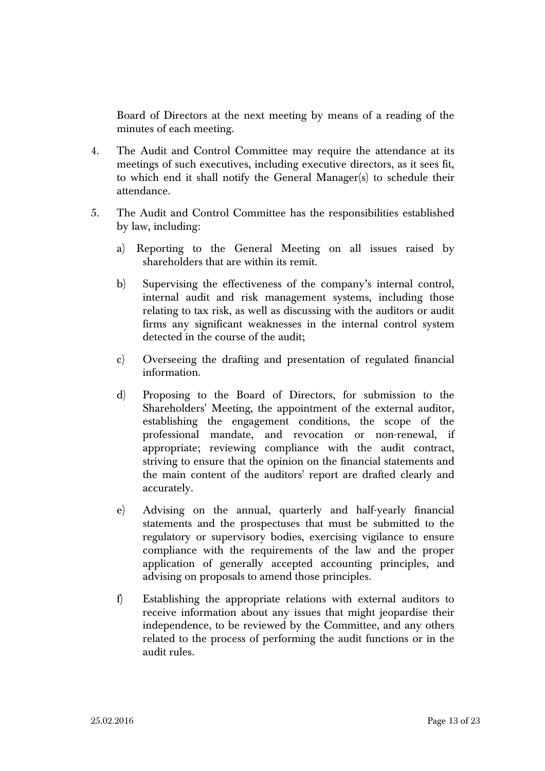Board of Directors at the next meeting by means of a reading of the minutes of each meeting.

4. The Audit and Control Committee may require the attendance at its meetings of such executives, including executive directors, as it sees fit, to which end it shall notify the General Manager(s) to schedule their attendance.

5. The Audit and Control Committee has the responsibilities established by law, including:

   a) Reporting to the General Meeting on all issues raised by shareholders that are within its remit.

   b) Supervising the effectiveness of the company's internal control, internal audit and risk management systems, including those relating to tax risk, as well as discussing with the auditors or audit firms any significant weaknesses in the internal control system detected in the course of the audit;

   c) Overseeing the drafting and presentation of regulated financial information.

   d) Proposing to the Board of Directors, for submission to the Shareholders' Meeting, the appointment of the external auditor, establishing the engagement conditions, the scope of the professional mandate, and revocation or non-renewal, if appropriate; reviewing compliance with the audit contract, striving to ensure that the opinion on the financial statements and the main content of the auditors' report are drafted clearly and accurately.

   e) Advising on the annual, quarterly and half-yearly financial statements and the prospectuses that must be submitted to the regulatory or supervisory bodies, exercising vigilance to ensure compliance with the requirements of the law and the proper application of generally accepted accounting principles, and advising on proposals to amend those principles.

   f) Establishing the appropriate relations with external auditors to receive information about any issues that might jeopardise their independence, to be reviewed by the Committee, and any others related to the process of performing the audit functions or in the audit rules.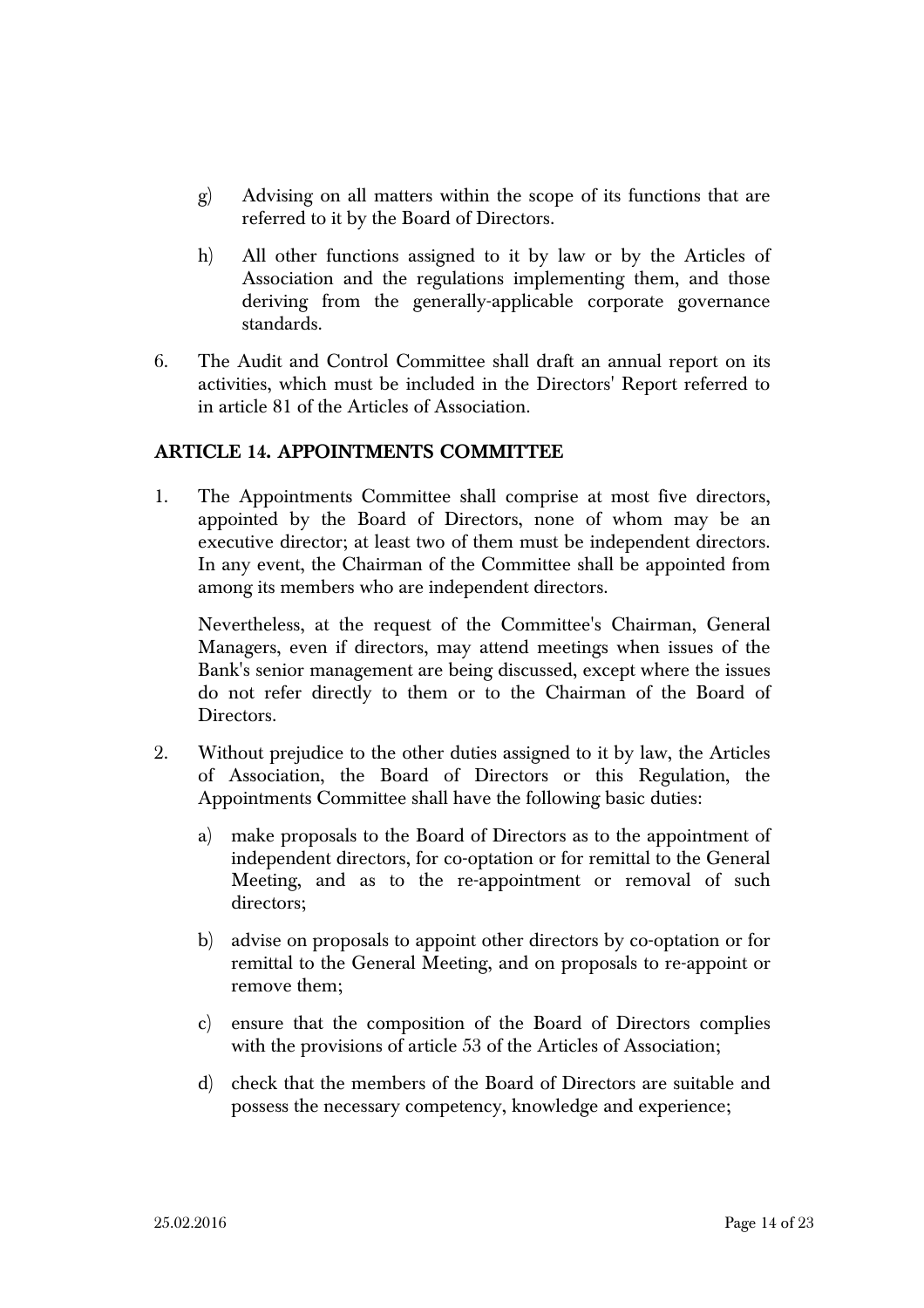g) Advising on all matters within the scope of its functions that are referred to it by the Board of Directors.

h) All other functions assigned to it by law or by the Articles of Association and the regulations implementing them, and those deriving from the generally-applicable corporate governance standards.

6. The Audit and Control Committee shall draft an annual report on its activities, which must be included in the Directors' Report referred to in article 81 of the Articles of Association.

## ARTICLE 14. APPOINTMENTS COMMITTEE

1. The Appointments Committee shall comprise at most five directors, appointed by the Board of Directors, none of whom may be an executive director; at least two of them must be independent directors. In any event, the Chairman of the Committee shall be appointed from among its members who are independent directors.

   Nevertheless, at the request of the Committee's Chairman, General Managers, even if directors, may attend meetings when issues of the Bank's senior management are being discussed, except where the issues do not refer directly to them or to the Chairman of the Board of Directors.

2. Without prejudice to the other duties assigned to it by law, the Articles of Association, the Board of Directors or this Regulation, the Appointments Committee shall have the following basic duties:

   a) make proposals to the Board of Directors as to the appointment of independent directors, for co-optation or for remittal to the General Meeting, and as to the re-appointment or removal of such directors;

   b) advise on proposals to appoint other directors by co-optation or for remittal to the General Meeting, and on proposals to re-appoint or remove them;

   c) ensure that the composition of the Board of Directors complies with the provisions of article 53 of the Articles of Association;

   d) check that the members of the Board of Directors are suitable and possess the necessary competency, knowledge and experience;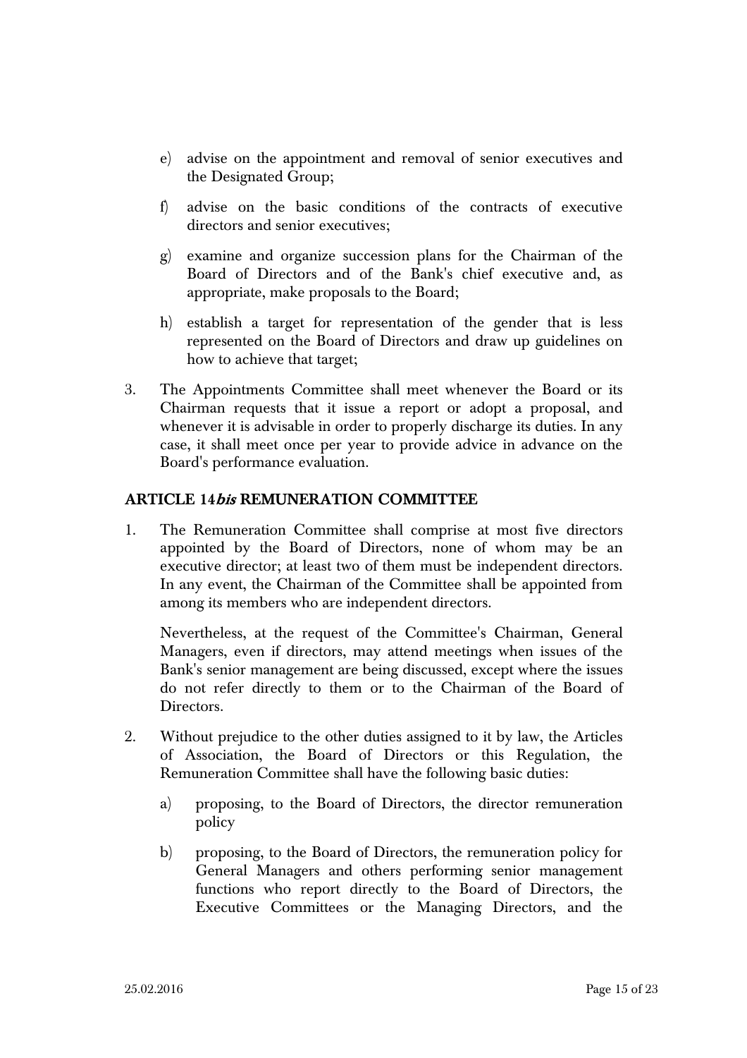e) advise on the appointment and removal of senior executives and the Designated Group;

f) advise on the basic conditions of the contracts of executive directors and senior executives;

g) examine and organize succession plans for the Chairman of the Board of Directors and of the Bank's chief executive and, as appropriate, make proposals to the Board;

h) establish a target for representation of the gender that is less represented on the Board of Directors and draw up guidelines on how to achieve that target;

3. The Appointments Committee shall meet whenever the Board or its Chairman requests that it issue a report or adopt a proposal, and whenever it is advisable in order to properly discharge its duties. In any case, it shall meet once per year to provide advice in advance on the Board's performance evaluation.

### ARTICLE 14*bis* REMUNERATION COMMITTEE

1. The Remuneration Committee shall comprise at most five directors appointed by the Board of Directors, none of whom may be an executive director; at least two of them must be independent directors. In any event, the Chairman of the Committee shall be appointed from among its members who are independent directors.

   Nevertheless, at the request of the Committee's Chairman, General Managers, even if directors, may attend meetings when issues of the Bank's senior management are being discussed, except where the issues do not refer directly to them or to the Chairman of the Board of Directors.

2. Without prejudice to the other duties assigned to it by law, the Articles of Association, the Board of Directors or this Regulation, the Remuneration Committee shall have the following basic duties:

   a) proposing, to the Board of Directors, the director remuneration policy

   b) proposing, to the Board of Directors, the remuneration policy for General Managers and others performing senior management functions who report directly to the Board of Directors, the Executive Committees or the Managing Directors, and the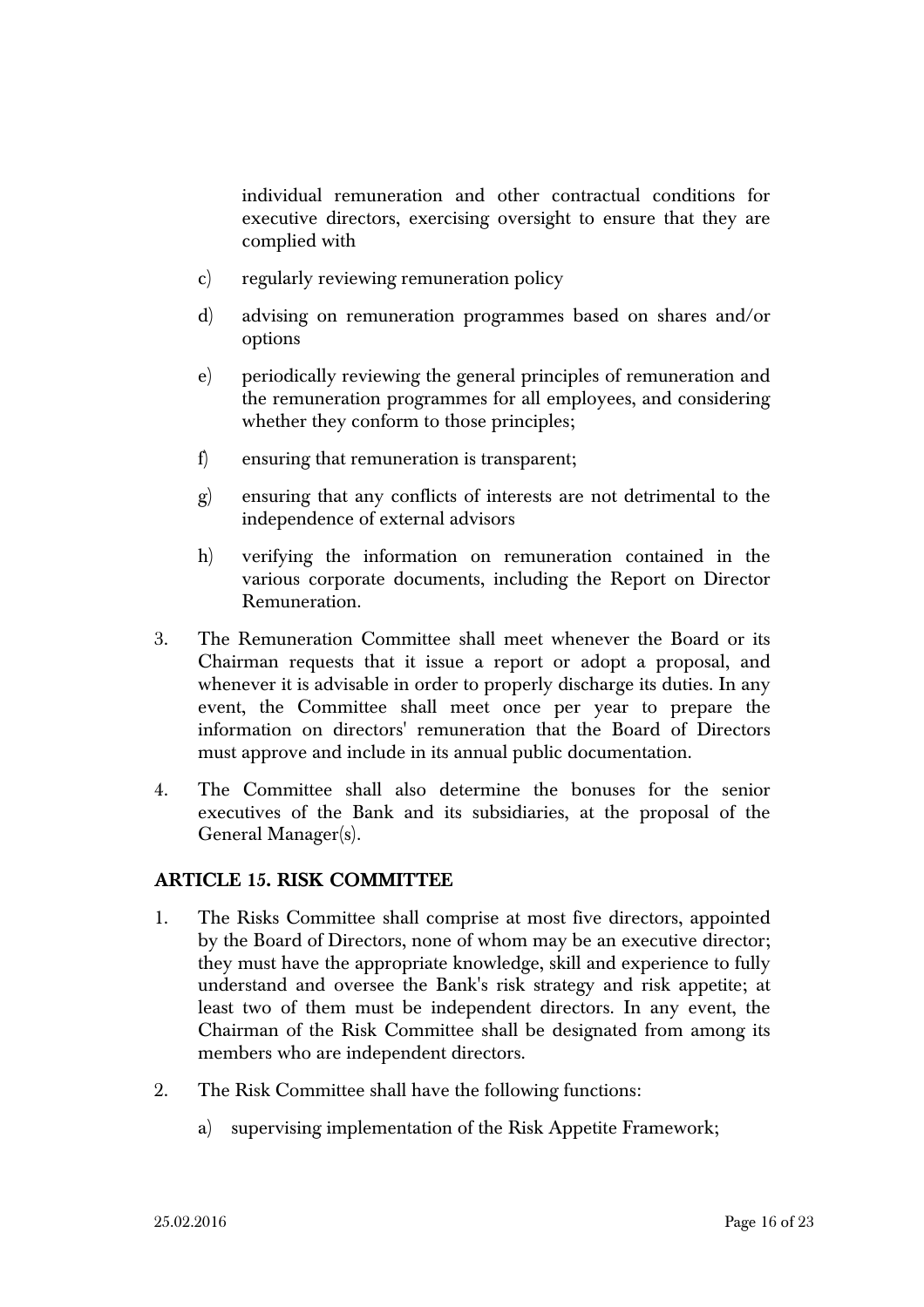individual remuneration and other contractual conditions for executive directors, exercising oversight to ensure that they are complied with

c) regularly reviewing remuneration policy

d) advising on remuneration programmes based on shares and/or options

e) periodically reviewing the general principles of remuneration and the remuneration programmes for all employees, and considering whether they conform to those principles;

f) ensuring that remuneration is transparent;

g) ensuring that any conflicts of interests are not detrimental to the independence of external advisors

h) verifying the information on remuneration contained in the various corporate documents, including the Report on Director Remuneration.

3. The Remuneration Committee shall meet whenever the Board or its Chairman requests that it issue a report or adopt a proposal, and whenever it is advisable in order to properly discharge its duties. In any event, the Committee shall meet once per year to prepare the information on directors' remuneration that the Board of Directors must approve and include in its annual public documentation.

4. The Committee shall also determine the bonuses for the senior executives of the Bank and its subsidiaries, at the proposal of the General Manager(s).

### ARTICLE 15. RISK COMMITTEE

1. The Risks Committee shall comprise at most five directors, appointed by the Board of Directors, none of whom may be an executive director; they must have the appropriate knowledge, skill and experience to fully understand and oversee the Bank's risk strategy and risk appetite; at least two of them must be independent directors. In any event, the Chairman of the Risk Committee shall be designated from among its members who are independent directors.

2. The Risk Committee shall have the following functions:

   a) supervising implementation of the Risk Appetite Framework;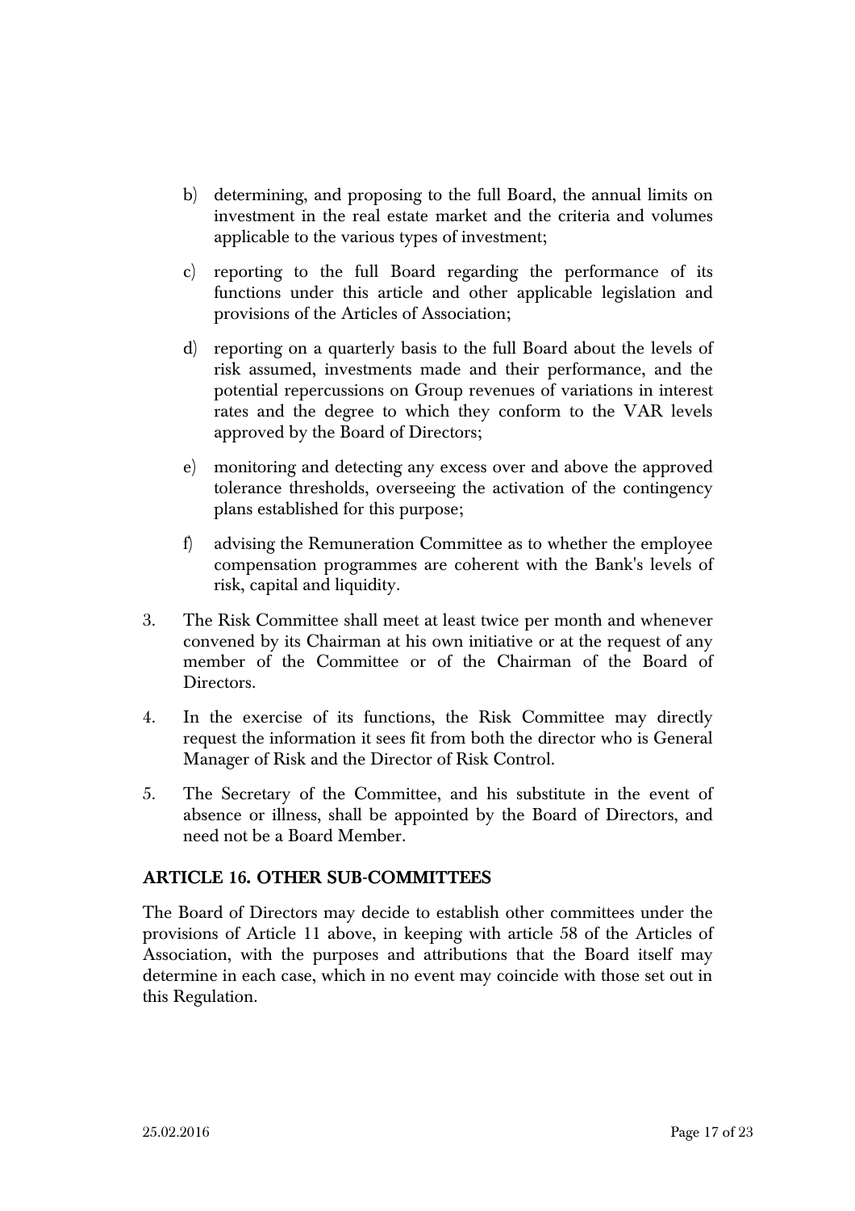b) determining, and proposing to the full Board, the annual limits on investment in the real estate market and the criteria and volumes applicable to the various types of investment;

c) reporting to the full Board regarding the performance of its functions under this article and other applicable legislation and provisions of the Articles of Association;

d) reporting on a quarterly basis to the full Board about the levels of risk assumed, investments made and their performance, and the potential repercussions on Group revenues of variations in interest rates and the degree to which they conform to the VAR levels approved by the Board of Directors;

e) monitoring and detecting any excess over and above the approved tolerance thresholds, overseeing the activation of the contingency plans established for this purpose;

f) advising the Remuneration Committee as to whether the employee compensation programmes are coherent with the Bank's levels of risk, capital and liquidity.

3. The Risk Committee shall meet at least twice per month and whenever convened by its Chairman at his own initiative or at the request of any member of the Committee or of the Chairman of the Board of Directors.

4. In the exercise of its functions, the Risk Committee may directly request the information it sees fit from both the director who is General Manager of Risk and the Director of Risk Control.

5. The Secretary of the Committee, and his substitute in the event of absence or illness, shall be appointed by the Board of Directors, and need not be a Board Member.

### ARTICLE 16. OTHER SUB-COMMITTEES

The Board of Directors may decide to establish other committees under the provisions of Article 11 above, in keeping with article 58 of the Articles of Association, with the purposes and attributions that the Board itself may determine in each case, which in no event may coincide with those set out in this Regulation.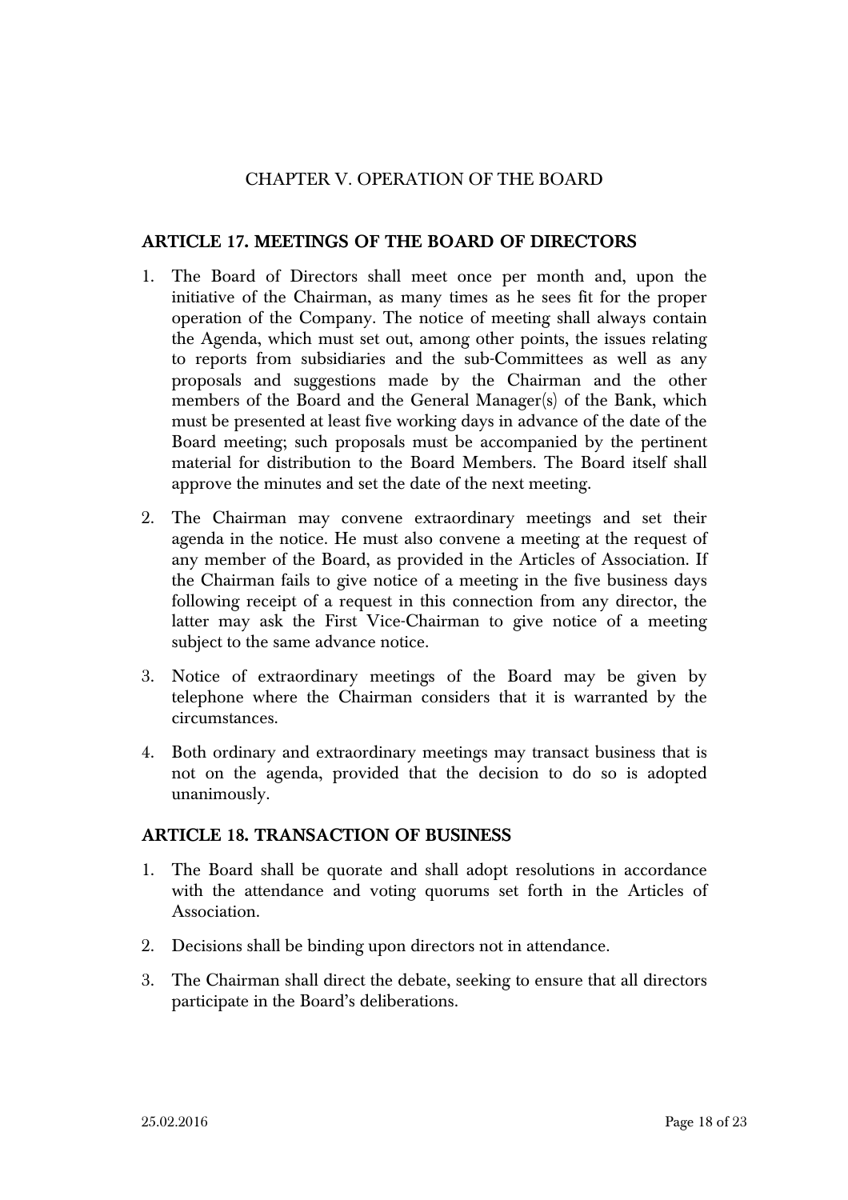## CHAPTER V. OPERATION OF THE BOARD

### ARTICLE 17. MEETINGS OF THE BOARD OF DIRECTORS

1. The Board of Directors shall meet once per month and, upon the initiative of the Chairman, as many times as he sees fit for the proper operation of the Company. The notice of meeting shall always contain the Agenda, which must set out, among other points, the issues relating to reports from subsidiaries and the sub-Committees as well as any proposals and suggestions made by the Chairman and the other members of the Board and the General Manager(s) of the Bank, which must be presented at least five working days in advance of the date of the Board meeting; such proposals must be accompanied by the pertinent material for distribution to the Board Members. The Board itself shall approve the minutes and set the date of the next meeting.
2. The Chairman may convene extraordinary meetings and set their agenda in the notice. He must also convene a meeting at the request of any member of the Board, as provided in the Articles of Association. If the Chairman fails to give notice of a meeting in the five business days following receipt of a request in this connection from any director, the latter may ask the First Vice-Chairman to give notice of a meeting subject to the same advance notice.
3. Notice of extraordinary meetings of the Board may be given by telephone where the Chairman considers that it is warranted by the circumstances.
4. Both ordinary and extraordinary meetings may transact business that is not on the agenda, provided that the decision to do so is adopted unanimously.

### ARTICLE 18. TRANSACTION OF BUSINESS

1. The Board shall be quorate and shall adopt resolutions in accordance with the attendance and voting quorums set forth in the Articles of Association.
2. Decisions shall be binding upon directors not in attendance.
3. The Chairman shall direct the debate, seeking to ensure that all directors participate in the Board's deliberations.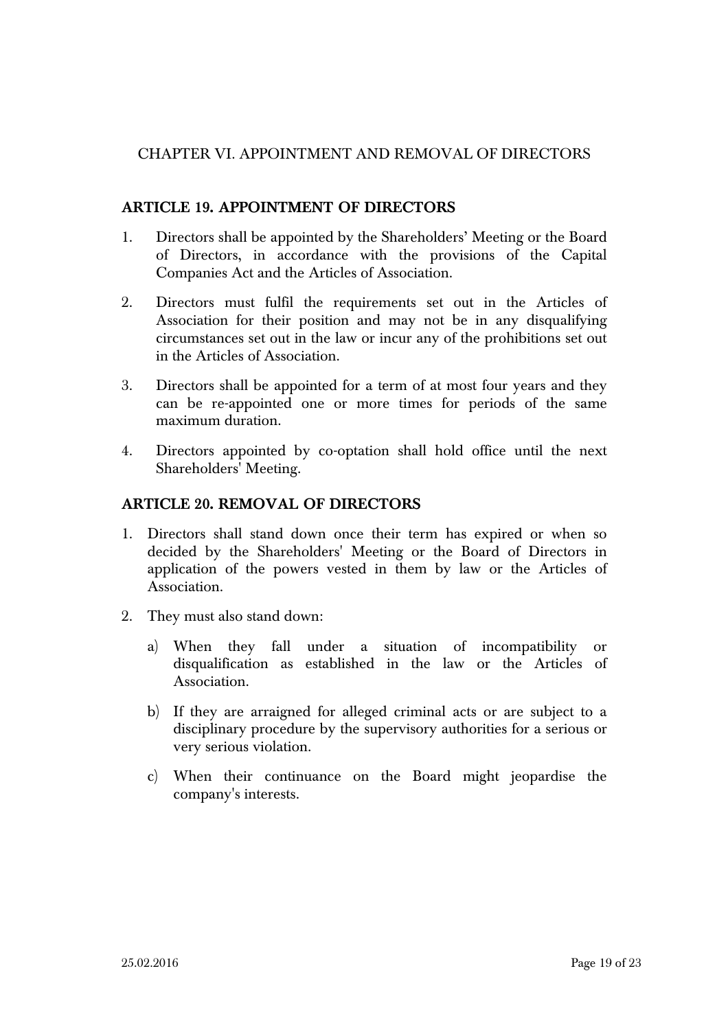## CHAPTER VI. APPOINTMENT AND REMOVAL OF DIRECTORS

### ARTICLE 19. APPOINTMENT OF DIRECTORS

1. Directors shall be appointed by the Shareholders' Meeting or the Board of Directors, in accordance with the provisions of the Capital Companies Act and the Articles of Association.

2. Directors must fulfil the requirements set out in the Articles of Association for their position and may not be in any disqualifying circumstances set out in the law or incur any of the prohibitions set out in the Articles of Association.

3. Directors shall be appointed for a term of at most four years and they can be re-appointed one or more times for periods of the same maximum duration.

4. Directors appointed by co-optation shall hold office until the next Shareholders' Meeting.

### ARTICLE 20. REMOVAL OF DIRECTORS

1. Directors shall stand down once their term has expired or when so decided by the Shareholders' Meeting or the Board of Directors in application of the powers vested in them by law or the Articles of Association.

2. They must also stand down:

   a) When they fall under a situation of incompatibility or disqualification as established in the law or the Articles of Association.

   b) If they are arraigned for alleged criminal acts or are subject to a disciplinary procedure by the supervisory authorities for a serious or very serious violation.

   c) When their continuance on the Board might jeopardise the company's interests.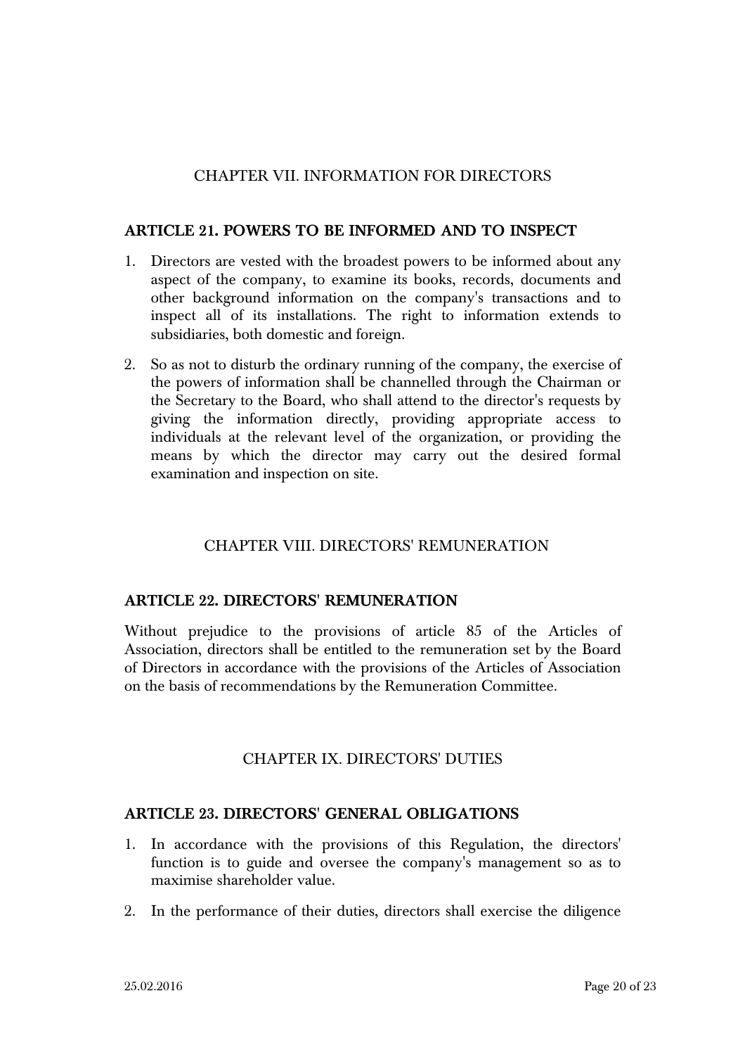## CHAPTER VII. INFORMATION FOR DIRECTORS

### ARTICLE 21. POWERS TO BE INFORMED AND TO INSPECT

1. Directors are vested with the broadest powers to be informed about any aspect of the company, to examine its books, records, documents and other background information on the company's transactions and to inspect all of its installations. The right to information extends to subsidiaries, both domestic and foreign.

2. So as not to disturb the ordinary running of the company, the exercise of the powers of information shall be channelled through the Chairman or the Secretary to the Board, who shall attend to the director's requests by giving the information directly, providing appropriate access to individuals at the relevant level of the organization, or providing the means by which the director may carry out the desired formal examination and inspection on site.

## CHAPTER VIII. DIRECTORS' REMUNERATION

### ARTICLE 22. DIRECTORS' REMUNERATION

Without prejudice to the provisions of article 85 of the Articles of Association, directors shall be entitled to the remuneration set by the Board of Directors in accordance with the provisions of the Articles of Association on the basis of recommendations by the Remuneration Committee.

## CHAPTER IX. DIRECTORS' DUTIES

### ARTICLE 23. DIRECTORS' GENERAL OBLIGATIONS

1. In accordance with the provisions of this Regulation, the directors' function is to guide and oversee the company's management so as to maximise shareholder value.

2. In the performance of their duties, directors shall exercise the diligence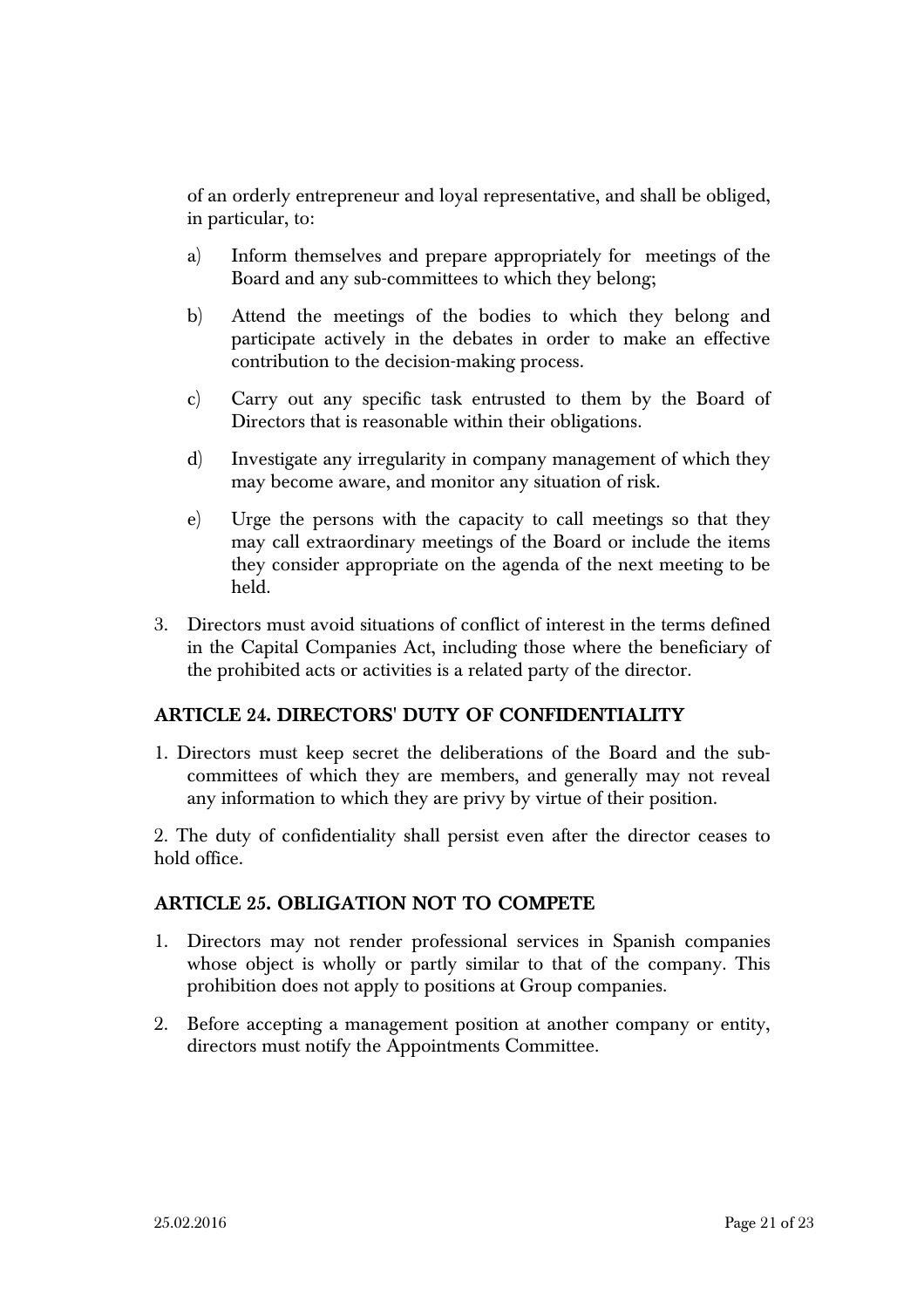of an orderly entrepreneur and loyal representative, and shall be obliged, in particular, to:

a) Inform themselves and prepare appropriately for meetings of the Board and any sub-committees to which they belong;

b) Attend the meetings of the bodies to which they belong and participate actively in the debates in order to make an effective contribution to the decision-making process.

c) Carry out any specific task entrusted to them by the Board of Directors that is reasonable within their obligations.

d) Investigate any irregularity in company management of which they may become aware, and monitor any situation of risk.

e) Urge the persons with the capacity to call meetings so that they may call extraordinary meetings of the Board or include the items they consider appropriate on the agenda of the next meeting to be held.

3. Directors must avoid situations of conflict of interest in the terms defined in the Capital Companies Act, including those where the beneficiary of the prohibited acts or activities is a related party of the director.

## ARTICLE 24. DIRECTORS' DUTY OF CONFIDENTIALITY

1. Directors must keep secret the deliberations of the Board and the sub-committees of which they are members, and generally may not reveal any information to which they are privy by virtue of their position.

2. The duty of confidentiality shall persist even after the director ceases to hold office.

## ARTICLE 25. OBLIGATION NOT TO COMPETE

1. Directors may not render professional services in Spanish companies whose object is wholly or partly similar to that of the company. This prohibition does not apply to positions at Group companies.

2. Before accepting a management position at another company or entity, directors must notify the Appointments Committee.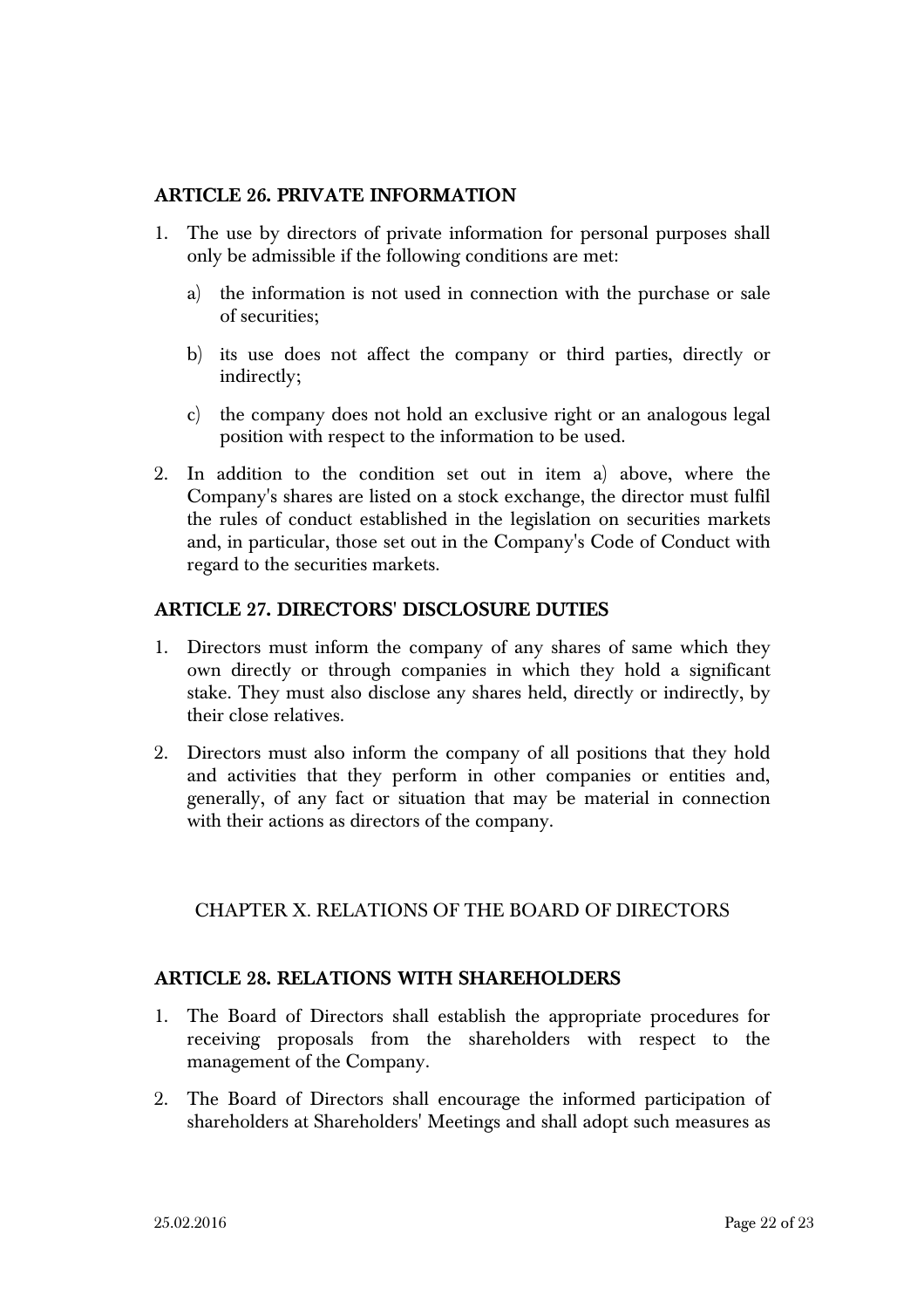### ARTICLE 26. PRIVATE INFORMATION

1. The use by directors of private information for personal purposes shall only be admissible if the following conditions are met:

   a) the information is not used in connection with the purchase or sale of securities;

   b) its use does not affect the company or third parties, directly or indirectly;

   c) the company does not hold an exclusive right or an analogous legal position with respect to the information to be used.

2. In addition to the condition set out in item a) above, where the Company's shares are listed on a stock exchange, the director must fulfil the rules of conduct established in the legislation on securities markets and, in particular, those set out in the Company's Code of Conduct with regard to the securities markets.

### ARTICLE 27. DIRECTORS' DISCLOSURE DUTIES

1. Directors must inform the company of any shares of same which they own directly or through companies in which they hold a significant stake. They must also disclose any shares held, directly or indirectly, by their close relatives.

2. Directors must also inform the company of all positions that they hold and activities that they perform in other companies or entities and, generally, of any fact or situation that may be material in connection with their actions as directors of the company.

## CHAPTER X. RELATIONS OF THE BOARD OF DIRECTORS

### ARTICLE 28. RELATIONS WITH SHAREHOLDERS

1. The Board of Directors shall establish the appropriate procedures for receiving proposals from the shareholders with respect to the management of the Company.

2. The Board of Directors shall encourage the informed participation of shareholders at Shareholders' Meetings and shall adopt such measures as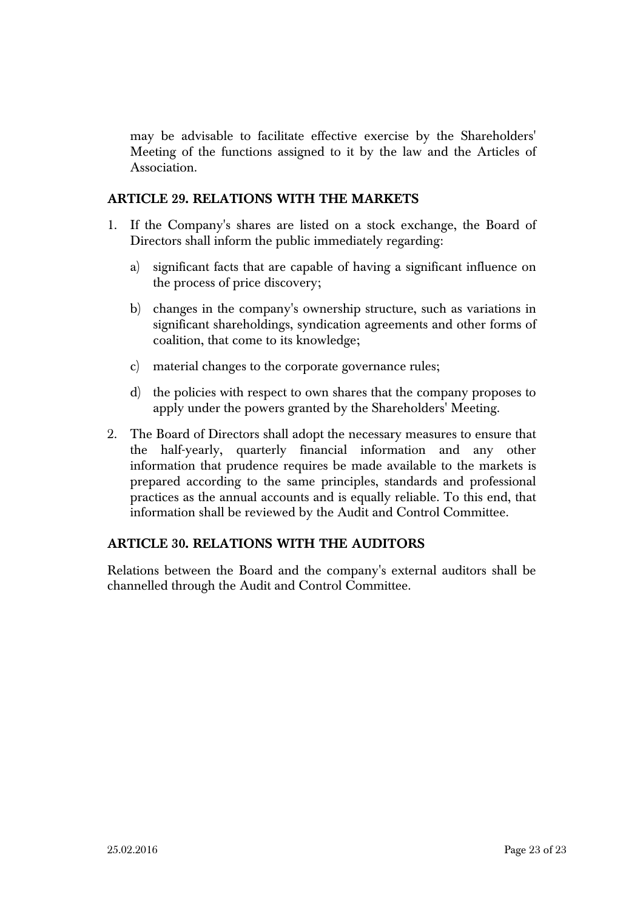may be advisable to facilitate effective exercise by the Shareholders' Meeting of the functions assigned to it by the law and the Articles of Association.

## ARTICLE 29. RELATIONS WITH THE MARKETS

1. If the Company's shares are listed on a stock exchange, the Board of Directors shall inform the public immediately regarding:

   a) significant facts that are capable of having a significant influence on the process of price discovery;

   b) changes in the company's ownership structure, such as variations in significant shareholdings, syndication agreements and other forms of coalition, that come to its knowledge;

   c) material changes to the corporate governance rules;

   d) the policies with respect to own shares that the company proposes to apply under the powers granted by the Shareholders' Meeting.

2. The Board of Directors shall adopt the necessary measures to ensure that the half-yearly, quarterly financial information and any other information that prudence requires be made available to the markets is prepared according to the same principles, standards and professional practices as the annual accounts and is equally reliable. To this end, that information shall be reviewed by the Audit and Control Committee.

## ARTICLE 30. RELATIONS WITH THE AUDITORS

Relations between the Board and the company's external auditors shall be channelled through the Audit and Control Committee.